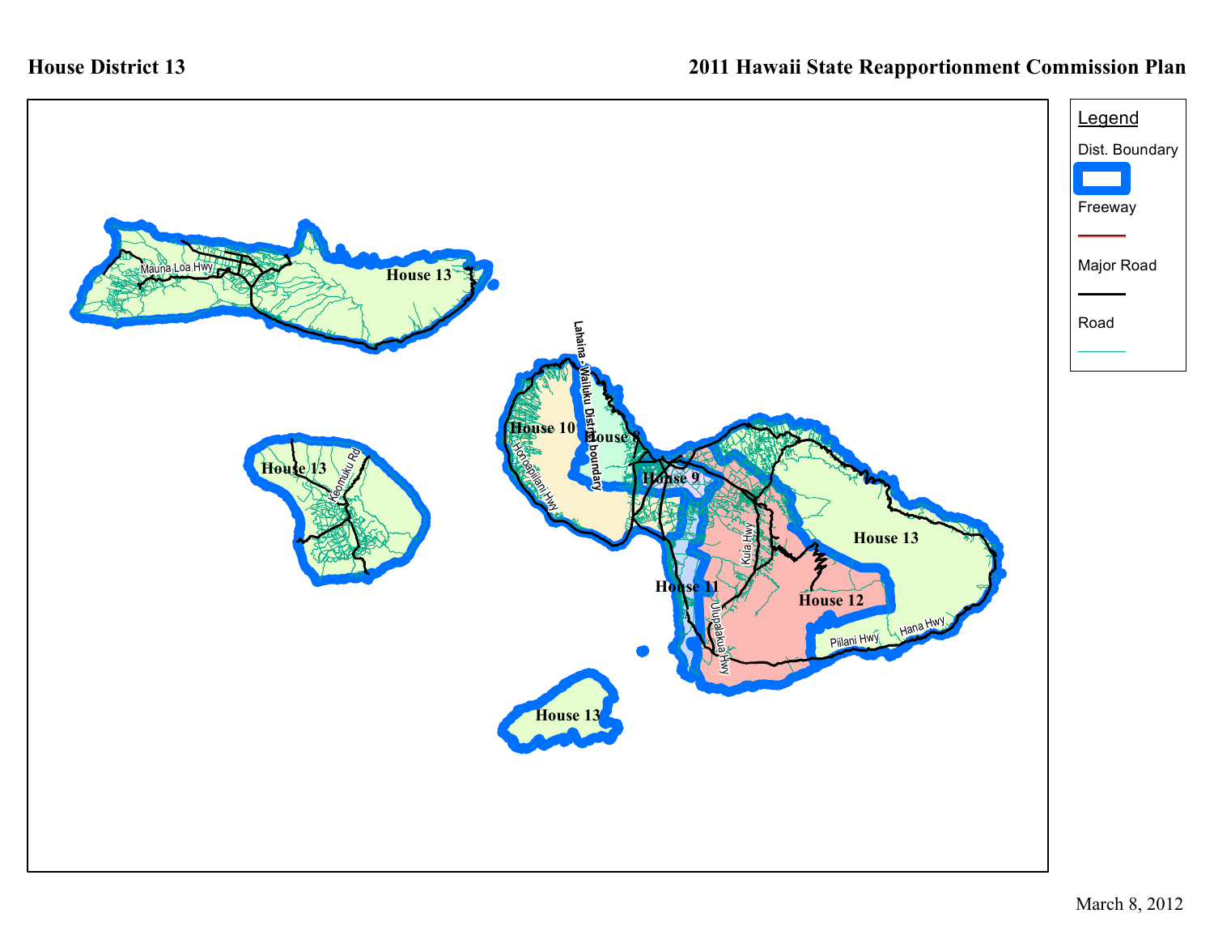# House District 13

## 2011 Hawaii State Reapportionment Commission Plan

**Legend**

- Dist. Boundary
- Freeway
- Major Road
- Road

House 13

Mauna Loa Hwy

House 13

Keomuku Rd

House 13

Lahaina - Wailuku District boundary

House 10

House 8

House 9

Honoapiilani Hwy

House 13

House 11

Kula Hwy

House 12

Ulupalakua Hwy

Piilani Hwy

Hana Hwy

March 8, 2012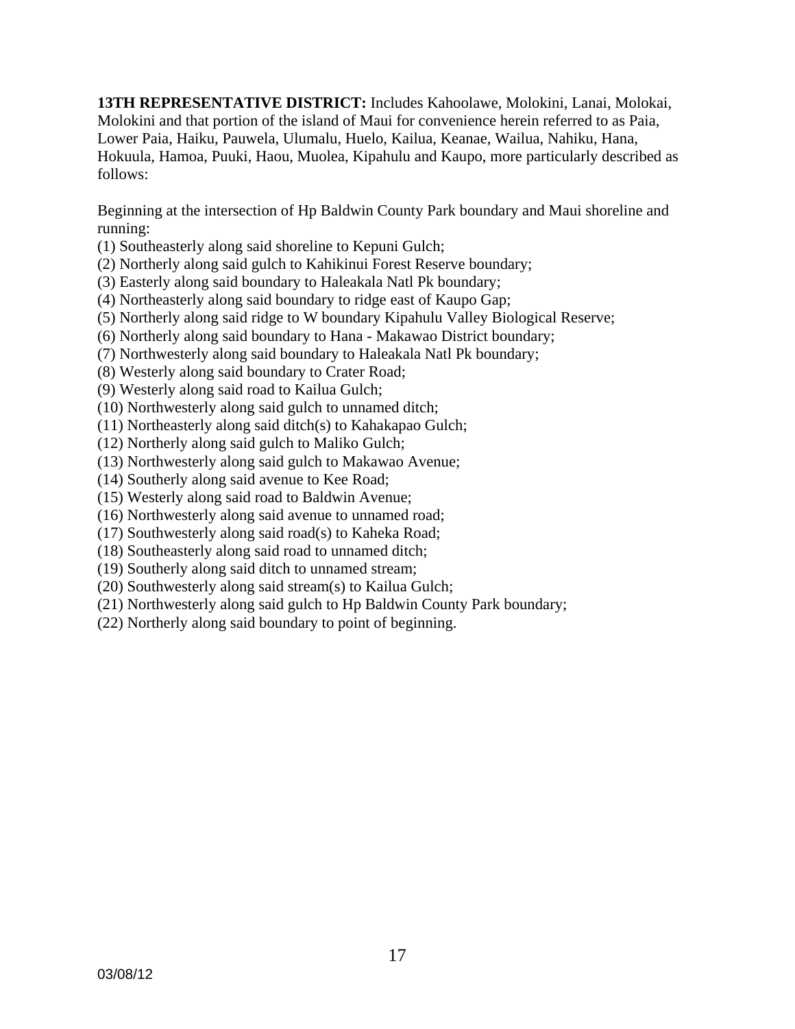**13TH REPRESENTATIVE DISTRICT:** Includes Kahoolawe, Molokini, Lanai, Molokai, Molokini and that portion of the island of Maui for convenience herein referred to as Paia, Lower Paia, Haiku, Pauwela, Ulumalu, Huelo, Kailua, Keanae, Wailua, Nahiku, Hana, Hokuula, Hamoa, Puuki, Haou, Muolea, Kipahulu and Kaupo, more particularly described as follows:

Beginning at the intersection of Hp Baldwin County Park boundary and Maui shoreline and running:

(1) Southeasterly along said shoreline to Kepuni Gulch;
(2) Northerly along said gulch to Kahikinui Forest Reserve boundary;
(3) Easterly along said boundary to Haleakala Natl Pk boundary;
(4) Northeasterly along said boundary to ridge east of Kaupo Gap;
(5) Northerly along said ridge to W boundary Kipahulu Valley Biological Reserve;
(6) Northerly along said boundary to Hana - Makawao District boundary;
(7) Northwesterly along said boundary to Haleakala Natl Pk boundary;
(8) Westerly along said boundary to Crater Road;
(9) Westerly along said road to Kailua Gulch;
(10) Northwesterly along said gulch to unnamed ditch;
(11) Northeasterly along said ditch(s) to Kahakapao Gulch;
(12) Northerly along said gulch to Maliko Gulch;
(13) Northwesterly along said gulch to Makawao Avenue;
(14) Southerly along said avenue to Kee Road;
(15) Westerly along said road to Baldwin Avenue;
(16) Northwesterly along said avenue to unnamed road;
(17) Southwesterly along said road(s) to Kaheka Road;
(18) Southeasterly along said road to unnamed ditch;
(19) Southerly along said ditch to unnamed stream;
(20) Southwesterly along said stream(s) to Kailua Gulch;
(21) Northwesterly along said gulch to Hp Baldwin County Park boundary;
(22) Northerly along said boundary to point of beginning.